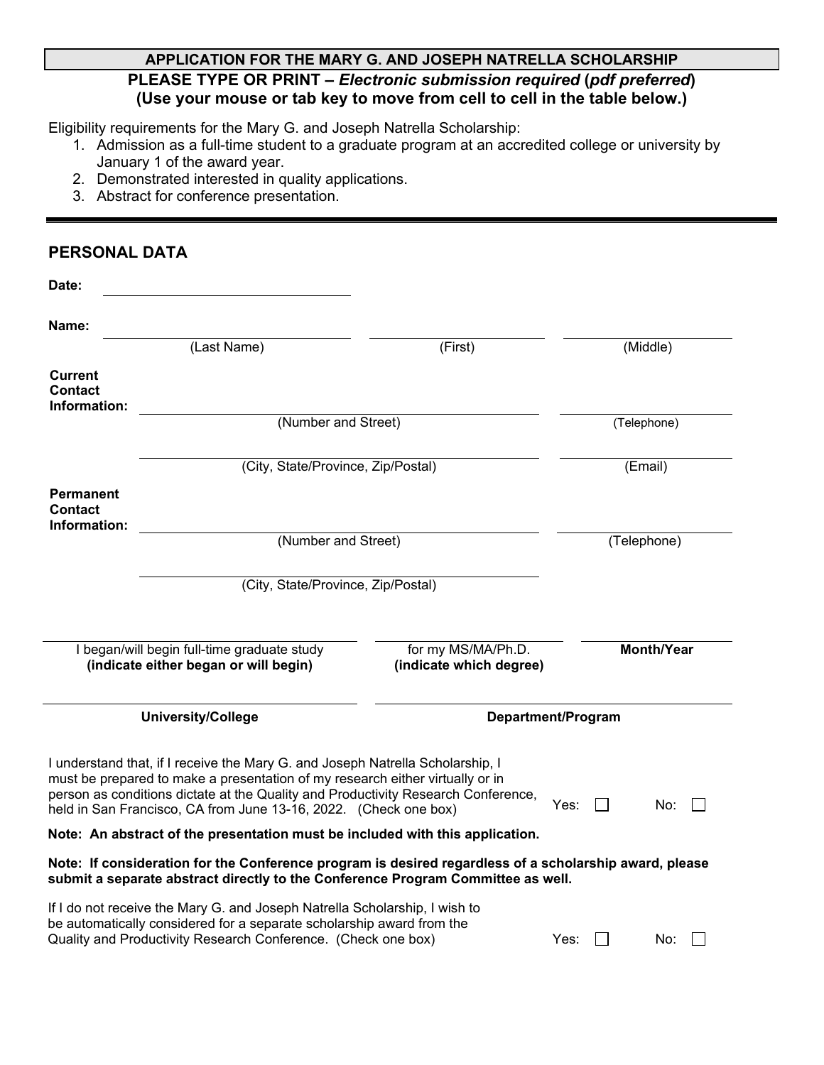**APPLICATION FOR THE MARY G. AND JOSEPH NATRELLA SCHOLARSHIP**

**PLEASE TYPE OR PRINT – *Electronic submission required* (*pdf preferred*)**
**(Use your mouse or tab key to move from cell to cell in the table below.)**

Eligibility requirements for the Mary G. and Joseph Natrella Scholarship:

1. Admission as a full-time student to a graduate program at an accredited college or university by January 1 of the award year.
2. Demonstrated interested in quality applications.
3. Abstract for conference presentation.

---

## PERSONAL DATA

**Date:** ______________________

**Name:** ______________________ ______________________ ______________________
(Last Name) (First) (Middle)

**Current Contact Information:**

______________________ (Number and Street) ______________________ (Telephone)

______________________ (City, State/Province, Zip/Postal) ______________________ (Email)

**Permanent Contact Information:**

______________________ (Number and Street) ______________________ (Telephone)

______________________ (City, State/Province, Zip/Postal)

______________________ I began/will begin full-time graduate study **(indicate either began or will begin)**

______________________ for my MS/MA/Ph.D. **(indicate which degree)**

______________________ **Month/Year**

______________________ **University/College**

______________________ **Department/Program**

I understand that, if I receive the Mary G. and Joseph Natrella Scholarship, I must be prepared to make a presentation of my research either virtually or in person as conditions dictate at the Quality and Productivity Research Conference, held in San Francisco, CA from June 13-16, 2022. (Check one box) Yes: ☐ No: ☐

**Note: An abstract of the presentation must be included with this application.**

**Note: If consideration for the Conference program is desired regardless of a scholarship award, please submit a separate abstract directly to the Conference Program Committee as well.**

If I do not receive the Mary G. and Joseph Natrella Scholarship, I wish to be automatically considered for a separate scholarship award from the Quality and Productivity Research Conference. (Check one box) Yes: ☐ No: ☐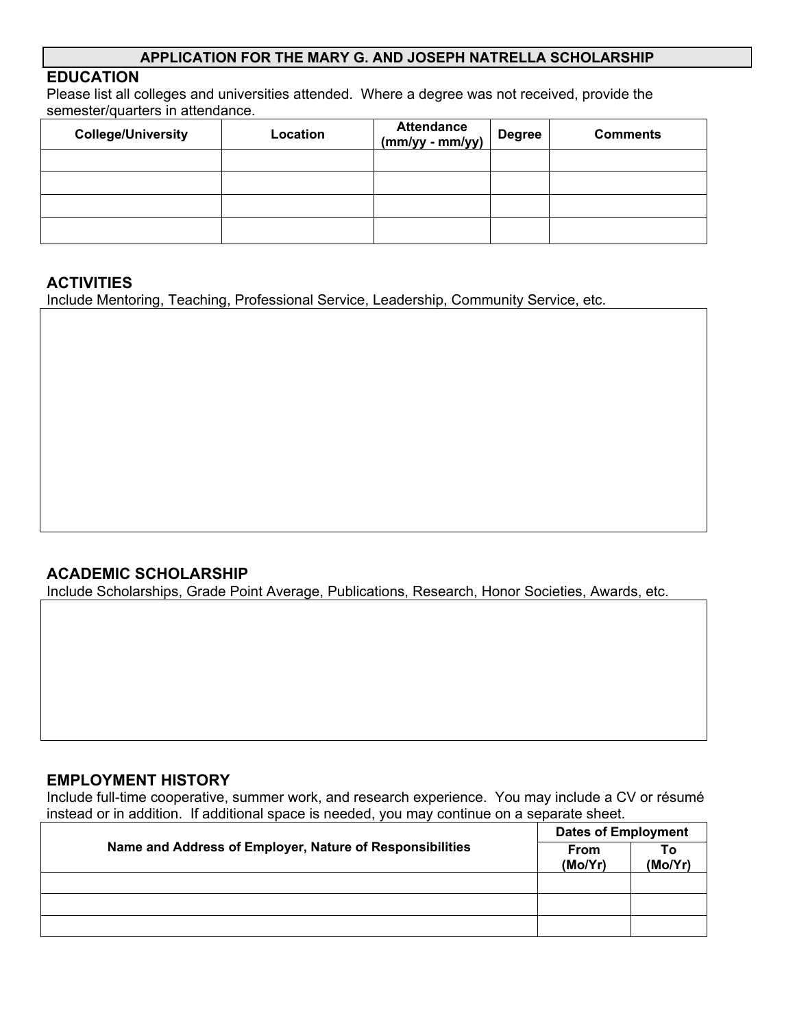# APPLICATION FOR THE MARY G. AND JOSEPH NATRELLA SCHOLARSHIP

## EDUCATION

Please list all colleges and universities attended. Where a degree was not received, provide the semester/quarters in attendance.

| College/University | Location | Attendance (mm/yy - mm/yy) | Degree | Comments |
|---|---|---|---|---|
| | | | | |
| | | | | |
| | | | | |
| | | | | |

## ACTIVITIES

Include Mentoring, Teaching, Professional Service, Leadership, Community Service, etc.

## ACADEMIC SCHOLARSHIP

Include Scholarships, Grade Point Average, Publications, Research, Honor Societies, Awards, etc.

## EMPLOYMENT HISTORY

Include full-time cooperative, summer work, and research experience. You may include a CV or résumé instead or in addition. If additional space is needed, you may continue on a separate sheet.

| Name and Address of Employer, Nature of Responsibilities | Dates of Employment | |
|---|---|---|
| | From (Mo/Yr) | To (Mo/Yr) |
| | | |
| | | |
| | | |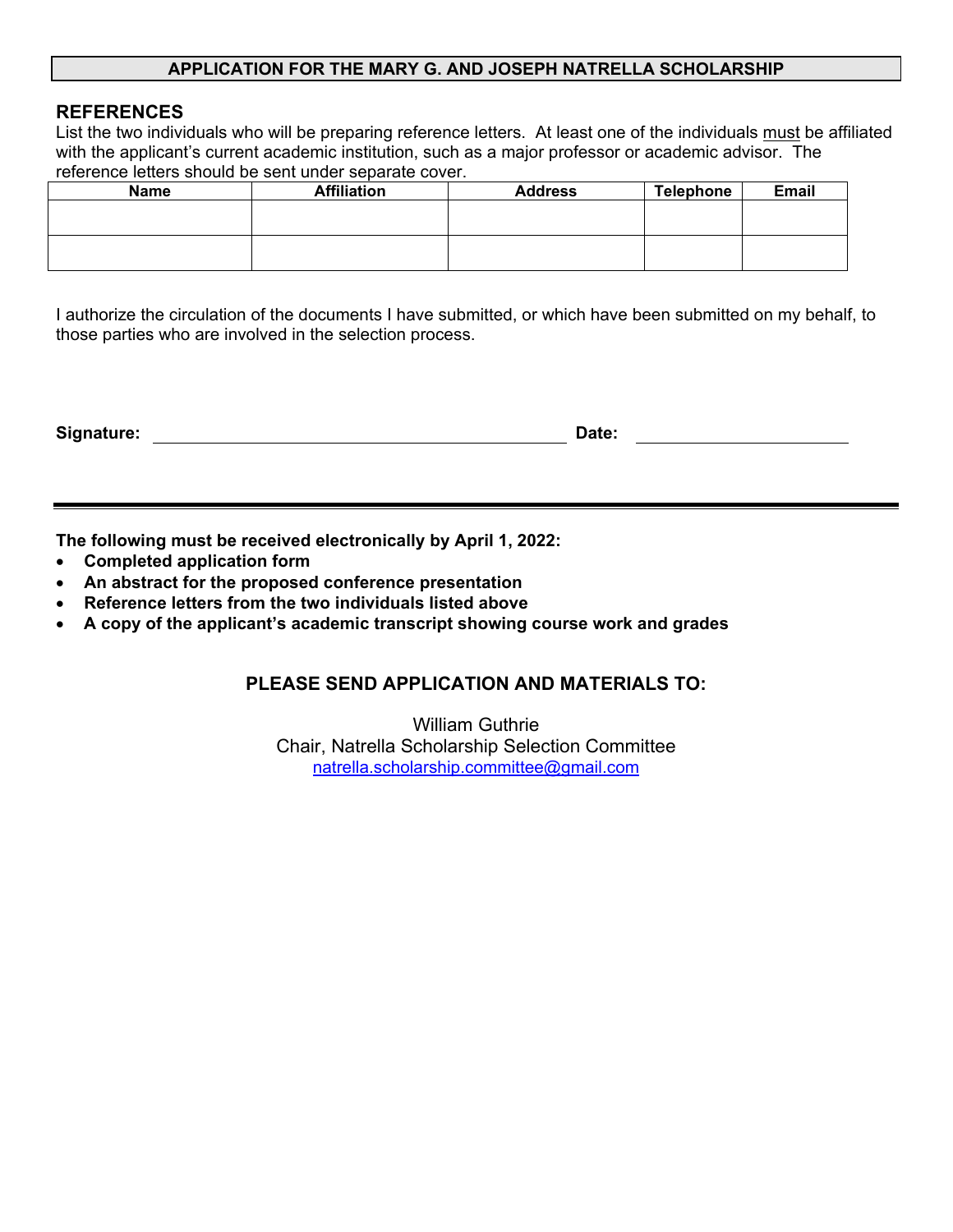**APPLICATION FOR THE MARY G. AND JOSEPH NATRELLA SCHOLARSHIP**

## REFERENCES

List the two individuals who will be preparing reference letters. At least one of the individuals must be affiliated with the applicant's current academic institution, such as a major professor or academic advisor. The reference letters should be sent under separate cover.

| Name | Affiliation | Address | Telephone | Email |
|---|---|---|---|---|
| | | | | |
| | | | | |

I authorize the circulation of the documents I have submitted, or which have been submitted on my behalf, to those parties who are involved in the selection process.

**Signature:** ______________________________ **Date:** ________________

---

**The following must be received electronically by April 1, 2022:**

- **Completed application form**
- **An abstract for the proposed conference presentation**
- **Reference letters from the two individuals listed above**
- **A copy of the applicant's academic transcript showing course work and grades**

**PLEASE SEND APPLICATION AND MATERIALS TO:**

William Guthrie
Chair, Natrella Scholarship Selection Committee
natrella.scholarship.committee@gmail.com